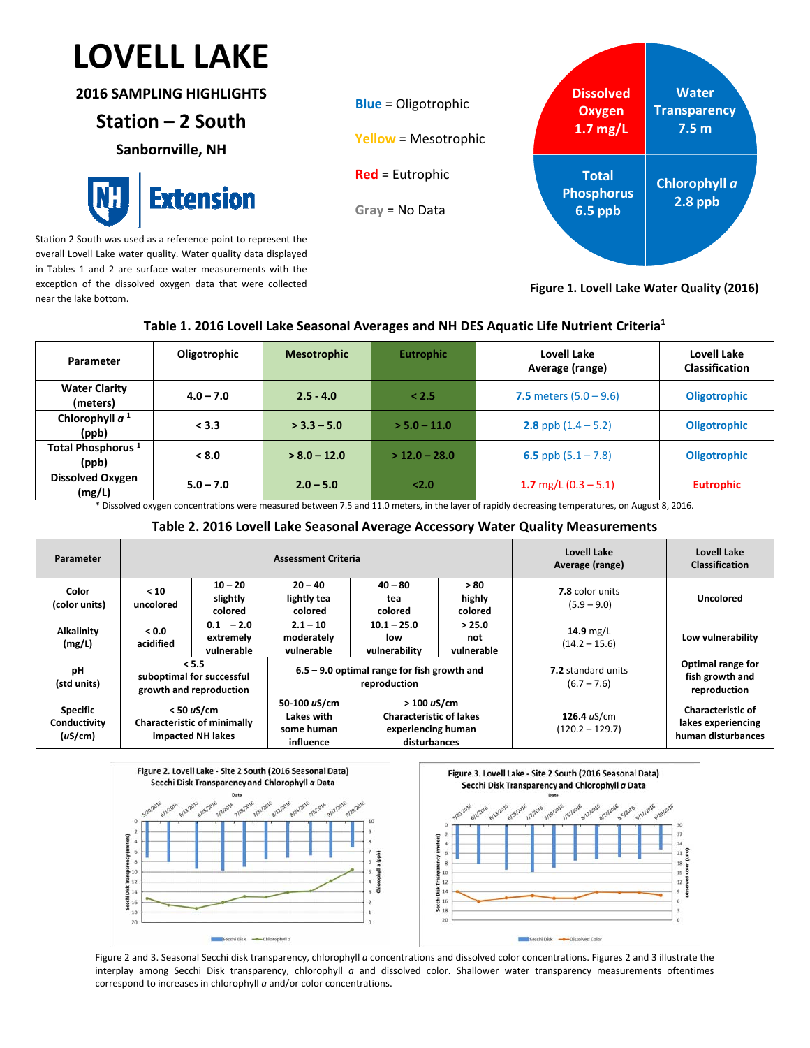# LOVELL LAKE

## 2016 SAMPLING HIGHLIGHTS

## Station – 2 South

### Sanbornville, NH

UNH Extension

Station 2 South was used as a reference point to represent the overall Lovell Lake water quality. Water quality data displayed in Tables 1 and 2 are surface water measurements with the exception of the dissolved oxygen data that were collected near the lake bottom.

**Blue** = Oligotrophic

**Yellow** = Mesotrophic

**Red** = Eutrophic

**Gray** = No Data

Dissolved Oxygen 1.7 mg/L

Water Transparency 7.5 m

Total Phosphorus 6.5 ppb

Chlorophyll *a* 2.8 ppb

**Figure 1. Lovell Lake Water Quality (2016)**

**Table 1. 2016 Lovell Lake Seasonal Averages and NH DES Aquatic Life Nutrient Criteria[1]**

| Parameter | Oligotrophic | Mesotrophic | Eutrophic | Lovell Lake Average (range) | Lovell Lake Classification |
|---|---|---|---|---|---|
| Water Clarity (meters) | 4.0 – 7.0 | 2.5 - 4.0 | < 2.5 | **7.5** meters (5.0 – 9.6) | Oligotrophic |
| Chlorophyll *a* [1] (ppb) | < 3.3 | > 3.3 – 5.0 | > 5.0 – 11.0 | **2.8** ppb (1.4 – 5.2) | Oligotrophic |
| Total Phosphorus [1] (ppb) | < 8.0 | > 8.0 – 12.0 | > 12.0 – 28.0 | **6.5** ppb (5.1 – 7.8) | Oligotrophic |
| Dissolved Oxygen (mg/L) | 5.0 – 7.0 | 2.0 – 5.0 | <2.0 | **1.7** mg/L (0.3 – 5.1) | Eutrophic |

\* Dissolved oxygen concentrations were measured between 7.5 and 11.0 meters, in the layer of rapidly decreasing temperatures, on August 8, 2016.

**Table 2. 2016 Lovell Lake Seasonal Average Accessory Water Quality Measurements**

| Parameter | Assessment Criteria | | | | | Lovell Lake Average (range) | Lovell Lake Classification |
|---|---|---|---|---|---|---|---|
| Color (color units) | < 10 uncolored | 10 – 20 slightly colored | 20 – 40 lightly tea colored | 40 – 80 tea colored | > 80 highly colored | **7.8** color units (5.9 – 9.0) | Uncolored |
| Alkalinity (mg/L) | < 0.0 acidified | 0.1 – 2.0 extremely vulnerable | 2.1 – 10 moderately vulnerable | 10.1 – 25.0 low vulnerability | > 25.0 not vulnerable | **14.9** mg/L (14.2 – 15.6) | Low vulnerability |
| pH (std units) | < 5.5 suboptimal for successful growth and reproduction | | 6.5 – 9.0 optimal range for fish growth and reproduction | | | **7.2** standard units (6.7 – 7.6) | Optimal range for fish growth and reproduction |
| Specific Conductivity (uS/cm) | < 50 uS/cm Characteristic of minimally impacted NH lakes | | 50-100 uS/cm Lakes with some human influence | > 100 uS/cm Characteristic of lakes experiencing human disturbances | | **126.4** uS/cm (120.2 – 129.7) | Characteristic of lakes experiencing human disturbances |

Figure 2. Lovell Lake - Site 2 South (2016 Seasonal Data) Secchi Disk Transparency and Chlorophyll *a* Data

Figure 3. Lovell Lake - Site 2 South (2016 Seasonal Data) Secchi Disk Transparency and Chlorophyll *a* Data

Figure 2 and 3. Seasonal Secchi disk transparency, chlorophyll *a* concentrations and dissolved color concentrations. Figures 2 and 3 illustrate the interplay among Secchi Disk transparency, chlorophyll *a* and dissolved color. Shallower water transparency measurements oftentimes correspond to increases in chlorophyll *a* and/or color concentrations.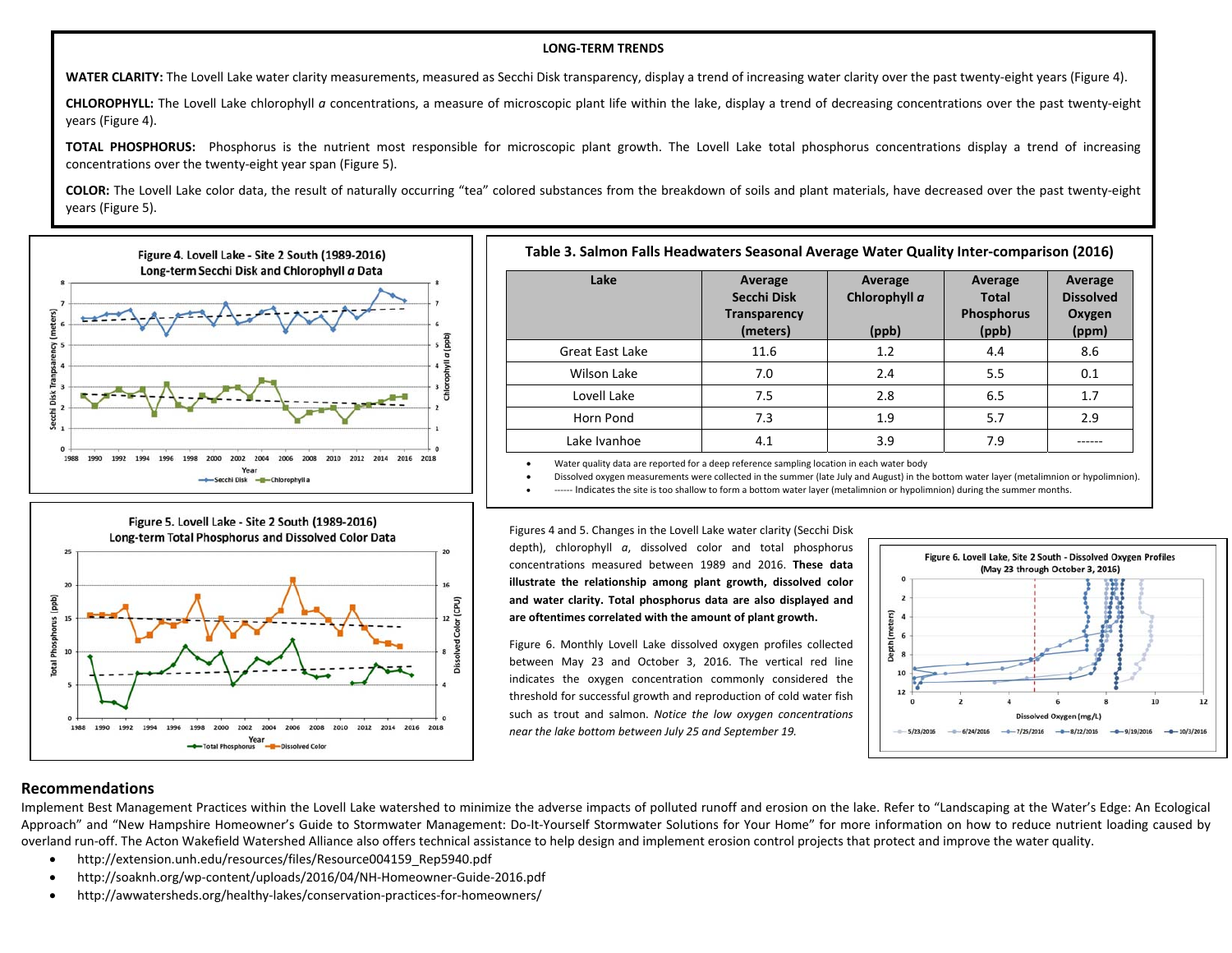## LONG-TERM TRENDS

**WATER CLARITY:** The Lovell Lake water clarity measurements, measured as Secchi Disk transparency, display a trend of increasing water clarity over the past twenty-eight years (Figure 4).

**CHLOROPHYLL:** The Lovell Lake chlorophyll *a* concentrations, a measure of microscopic plant life within the lake, display a trend of decreasing concentrations over the past twenty-eight years (Figure 4).

**TOTAL PHOSPHORUS:** Phosphorus is the nutrient most responsible for microscopic plant growth. The Lovell Lake total phosphorus concentrations display a trend of increasing concentrations over the twenty-eight year span (Figure 5).

**COLOR:** The Lovell Lake color data, the result of naturally occurring "tea" colored substances from the breakdown of soils and plant materials, have decreased over the past twenty-eight years (Figure 5).

Figure 4. Lovell Lake - Site 2 South (1989-2016) Long-term Secchi Disk and Chlorophyll *a* Data

Figure 5. Lovell Lake - Site 2 South (1989-2016) Long-term Total Phosphorus and Dissolved Color Data

**Table 3. Salmon Falls Headwaters Seasonal Average Water Quality Inter-comparison (2016)**

| Lake | Average Secchi Disk Transparency (meters) | Average Chlorophyll *a* (ppb) | Average Total Phosphorus (ppb) | Average Dissolved Oxygen (ppm) |
|---|---|---|---|---|
| Great East Lake | 11.6 | 1.2 | 4.4 | 8.6 |
| Wilson Lake | 7.0 | 2.4 | 5.5 | 0.1 |
| Lovell Lake | 7.5 | 2.8 | 6.5 | 1.7 |
| Horn Pond | 7.3 | 1.9 | 5.7 | 2.9 |
| Lake Ivanhoe | 4.1 | 3.9 | 7.9 | ------ |

- Water quality data are reported for a deep reference sampling location in each water body
- Dissolved oxygen measurements were collected in the summer (late July and August) in the bottom water layer (metalimnion or hypolimnion).
- ------ Indicates the site is too shallow to form a bottom water layer (metalimnion or hypolimnion) during the summer months.

Figures 4 and 5. Changes in the Lovell Lake water clarity (Secchi Disk depth), chlorophyll *a*, dissolved color and total phosphorus concentrations measured between 1989 and 2016. **These data illustrate the relationship among plant growth, dissolved color and water clarity. Total phosphorus data are also displayed and are oftentimes correlated with the amount of plant growth.**

Figure 6. Monthly Lovell Lake dissolved oxygen profiles collected between May 23 and October 3, 2016. The vertical red line indicates the oxygen concentration commonly considered the threshold for successful growth and reproduction of cold water fish such as trout and salmon. *Notice the low oxygen concentrations near the lake bottom between July 25 and September 19.*

Figure 6. Lovell Lake, Site 2 South - Dissolved Oxygen Profiles (May 23 through October 3, 2016)

## Recommendations

Implement Best Management Practices within the Lovell Lake watershed to minimize the adverse impacts of polluted runoff and erosion on the lake. Refer to "Landscaping at the Water's Edge: An Ecological Approach" and "New Hampshire Homeowner's Guide to Stormwater Management: Do-It-Yourself Stormwater Solutions for Your Home" for more information on how to reduce nutrient loading caused by overland run-off. The Acton Wakefield Watershed Alliance also offers technical assistance to help design and implement erosion control projects that protect and improve the water quality.

- http://extension.unh.edu/resources/files/Resource004159_Rep5940.pdf
- http://soaknh.org/wp-content/uploads/2016/04/NH-Homeowner-Guide-2016.pdf
- http://awwatersheds.org/healthy-lakes/conservation-practices-for-homeowners/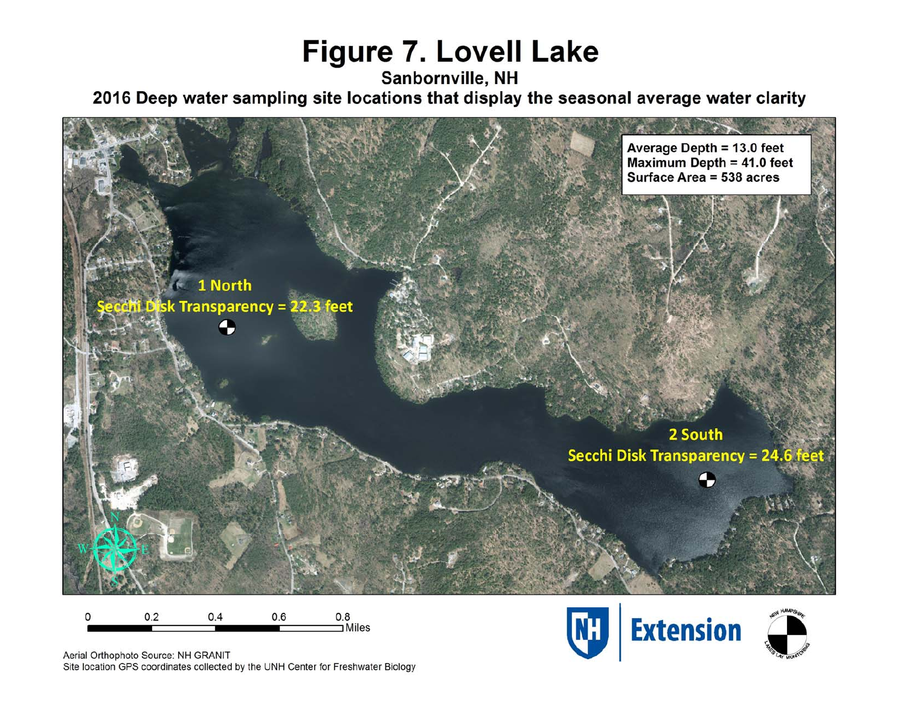# Figure 7. Lovell Lake

**Sanbornville, NH**

**2016 Deep water sampling site locations that display the seasonal average water clarity**

Average Depth = 13.0 feet
Maximum Depth = 41.0 feet
Surface Area = 538 acres

1 North
Secchi Disk Transparency = 22.3 feet

2 South
Secchi Disk Transparency = 24.6 feet

N
W
E
S

0
0.2
0.4
0.6
0.8
Miles

Aerial Orthophoto Source: NH GRANIT
Site location GPS coordinates collected by the UNH Center for Freshwater Biology

UNH Extension

New Hampshire Lakes Lay Monitoring